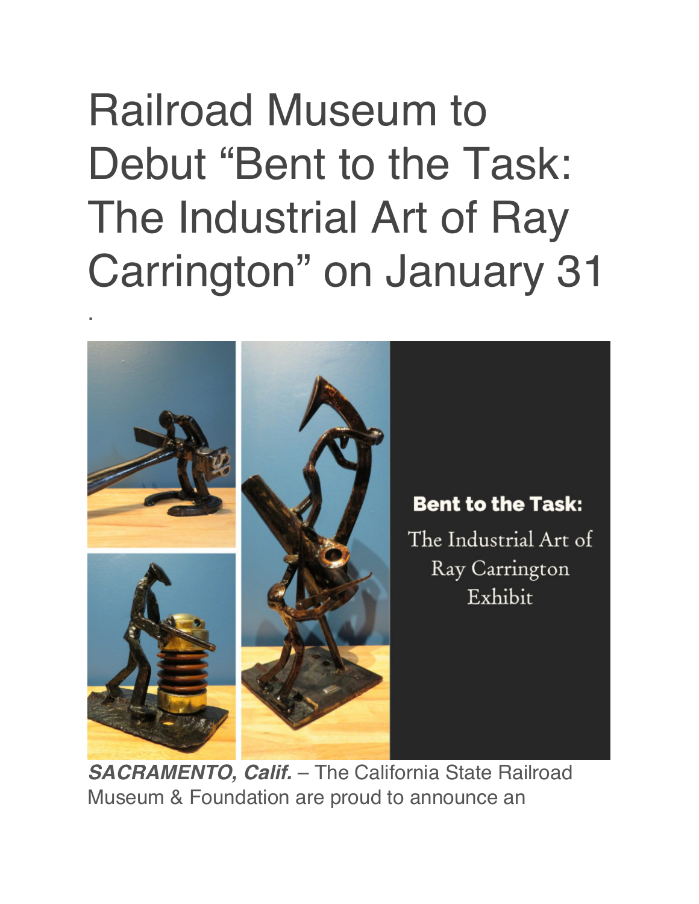# Railroad Museum to Debut "Bent to the Task: The Industrial Art of Ray Carrington" on January 31

.

**Bent to the Task:**

The Industrial Art of Ray Carrington Exhibit

***SACRAMENTO, Calif.*** – The California State Railroad Museum & Foundation are proud to announce an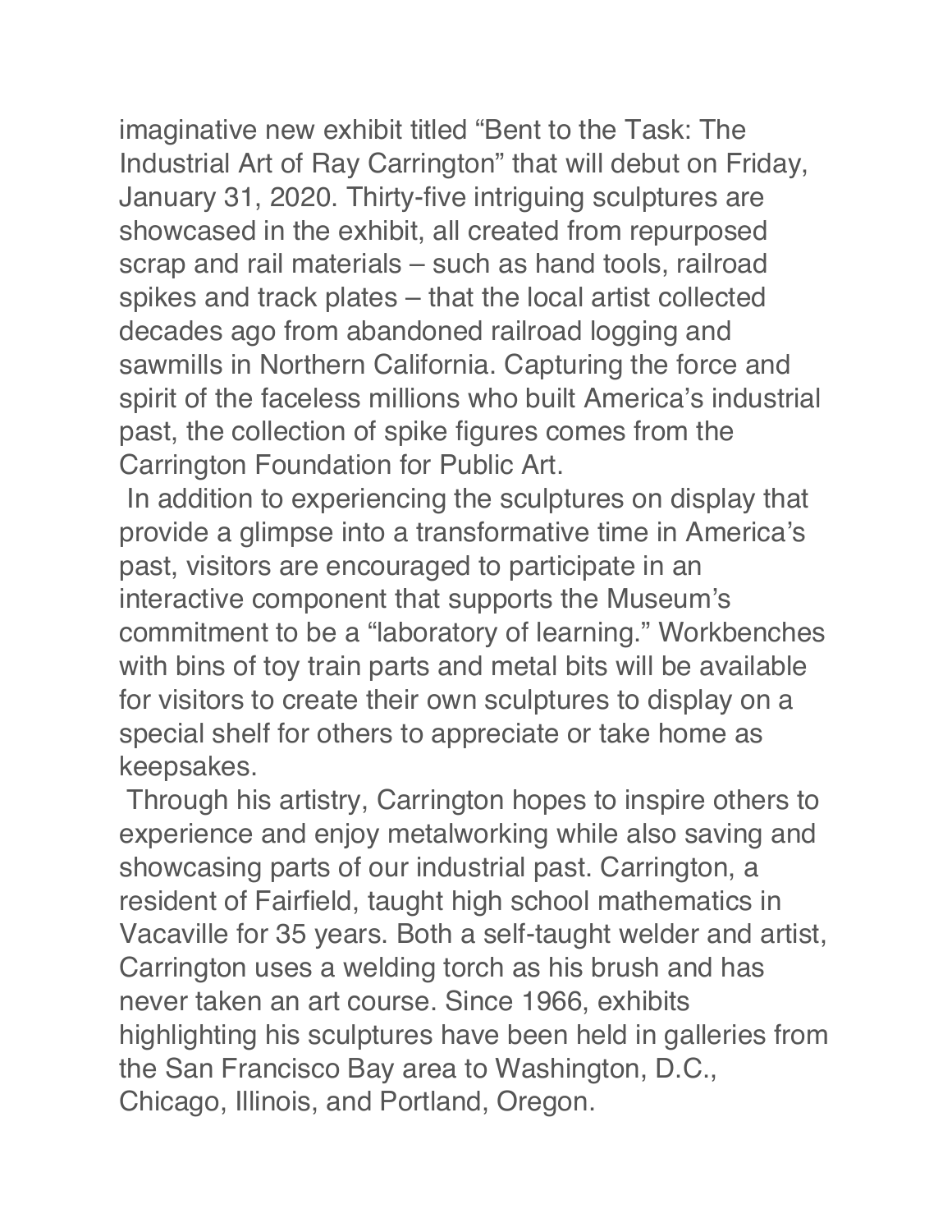imaginative new exhibit titled “Bent to the Task: The Industrial Art of Ray Carrington” that will debut on Friday, January 31, 2020. Thirty-five intriguing sculptures are showcased in the exhibit, all created from repurposed scrap and rail materials – such as hand tools, railroad spikes and track plates – that the local artist collected decades ago from abandoned railroad logging and sawmills in Northern California. Capturing the force and spirit of the faceless millions who built America’s industrial past, the collection of spike figures comes from the Carrington Foundation for Public Art.

In addition to experiencing the sculptures on display that provide a glimpse into a transformative time in America’s past, visitors are encouraged to participate in an interactive component that supports the Museum’s commitment to be a “laboratory of learning.” Workbenches with bins of toy train parts and metal bits will be available for visitors to create their own sculptures to display on a special shelf for others to appreciate or take home as keepsakes.

Through his artistry, Carrington hopes to inspire others to experience and enjoy metalworking while also saving and showcasing parts of our industrial past. Carrington, a resident of Fairfield, taught high school mathematics in Vacaville for 35 years. Both a self-taught welder and artist, Carrington uses a welding torch as his brush and has never taken an art course. Since 1966, exhibits highlighting his sculptures have been held in galleries from the San Francisco Bay area to Washington, D.C., Chicago, Illinois, and Portland, Oregon.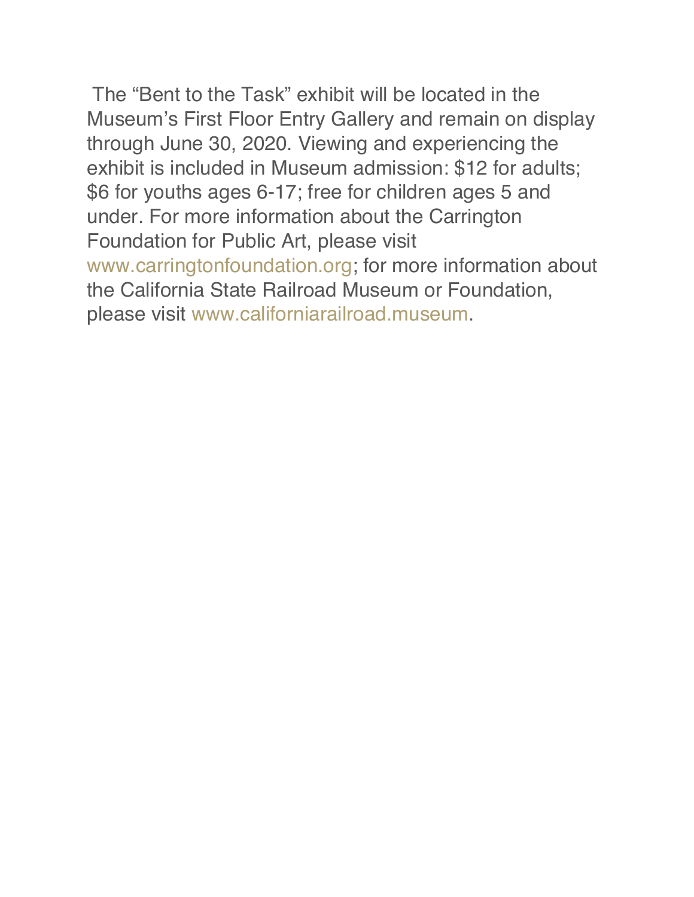The “Bent to the Task” exhibit will be located in the Museum’s First Floor Entry Gallery and remain on display through June 30, 2020. Viewing and experiencing the exhibit is included in Museum admission: $12 for adults; $6 for youths ages 6-17; free for children ages 5 and under. For more information about the Carrington Foundation for Public Art, please visit www.carringtonfoundation.org; for more information about the California State Railroad Museum or Foundation, please visit www.californiarailroad.museum.